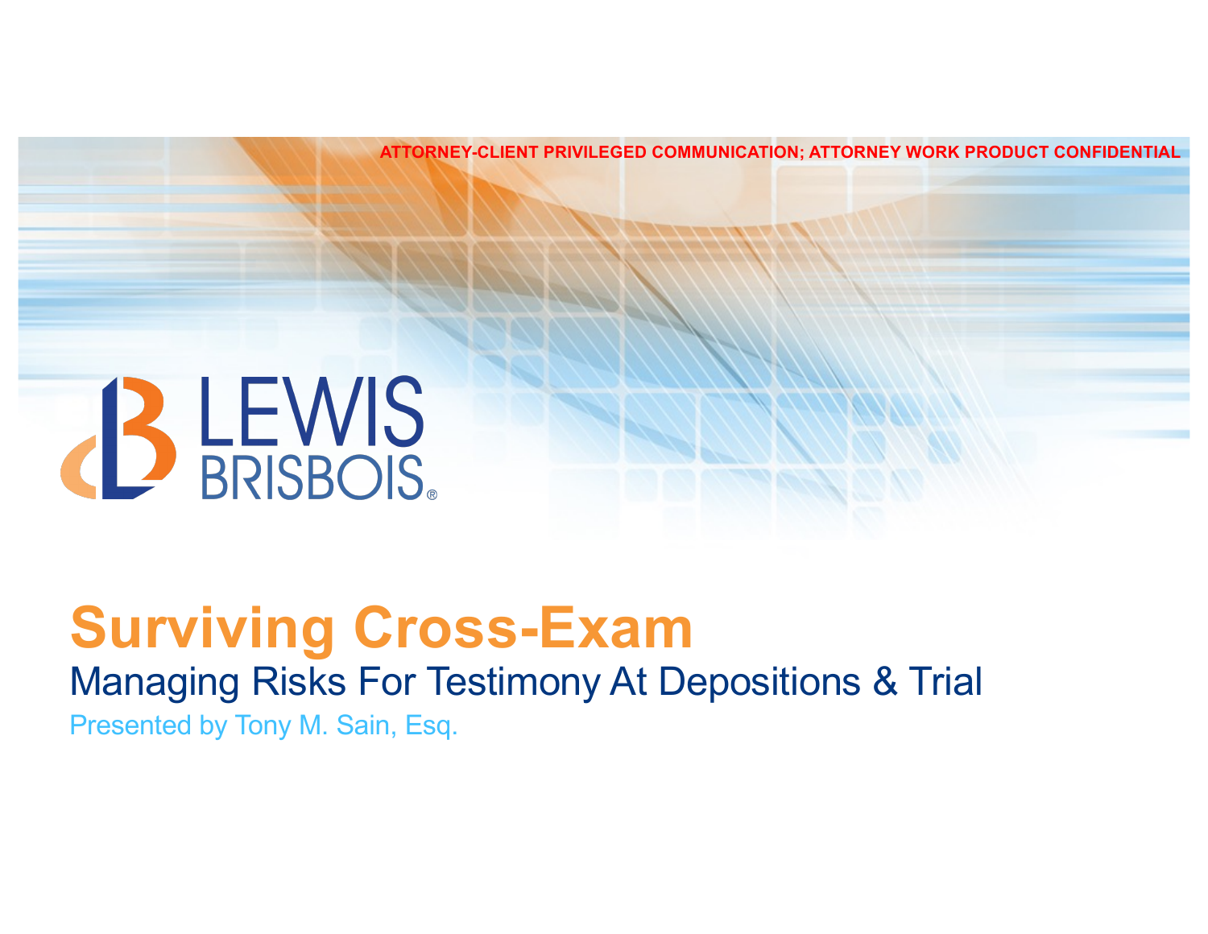ATTORNEY-CLIENT PRIVILEGED COMMUNICATION; ATTORNEY WORK PRODUCT CONFIDENTIAL

LEWIS BRISBOIS®

# Surviving Cross-Exam

## Managing Risks For Testimony At Depositions & Trial

Presented by Tony M. Sain, Esq.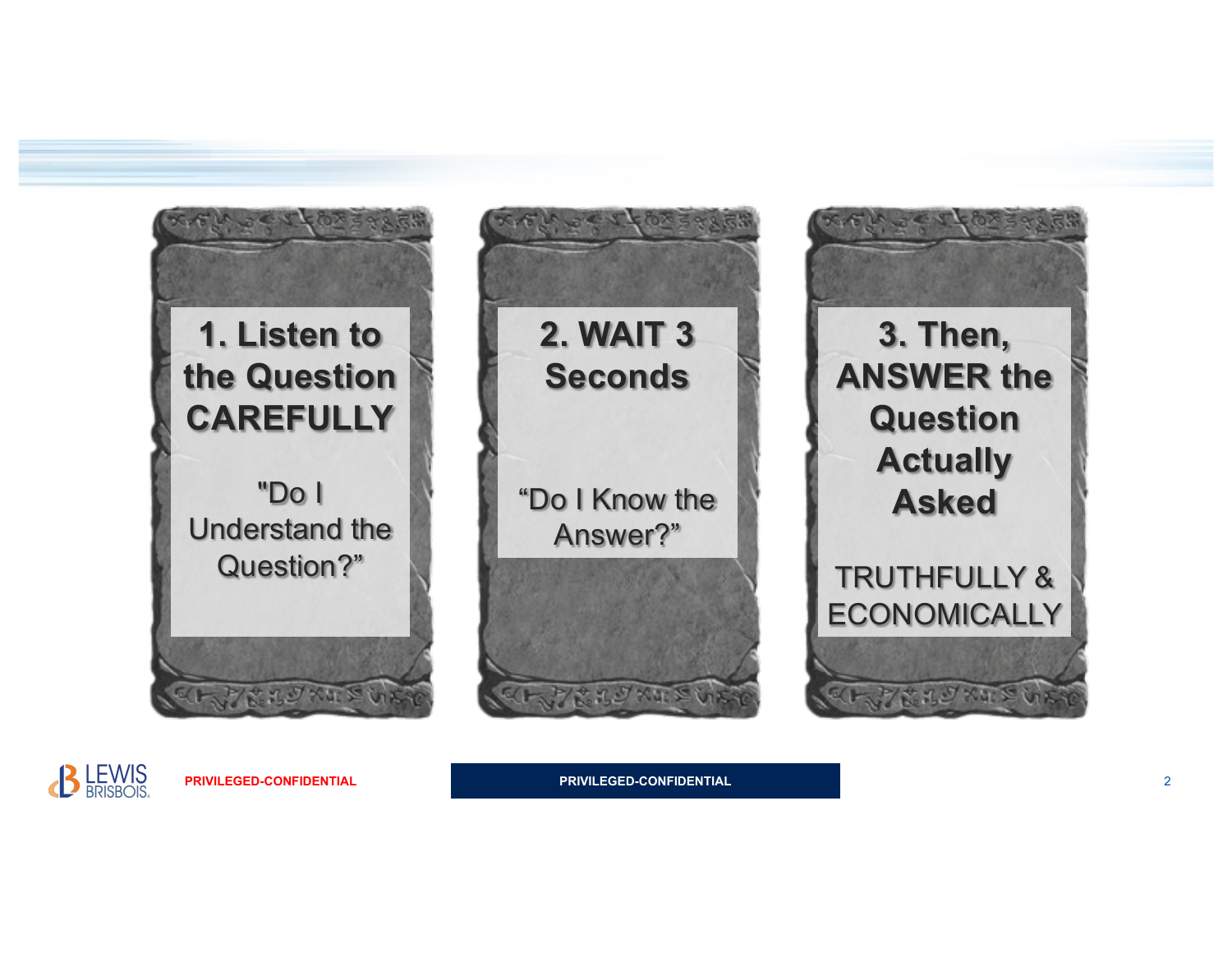## 1. Listen to the Question CAREFULLY

"Do I Understand the Question?"

## 2. WAIT 3 Seconds

"Do I Know the Answer?"

## 3. Then, ANSWER the Question Actually Asked

TRUTHFULLY & ECONOMICALLY

PRIVILEGED-CONFIDENTIAL

PRIVILEGED-CONFIDENTIAL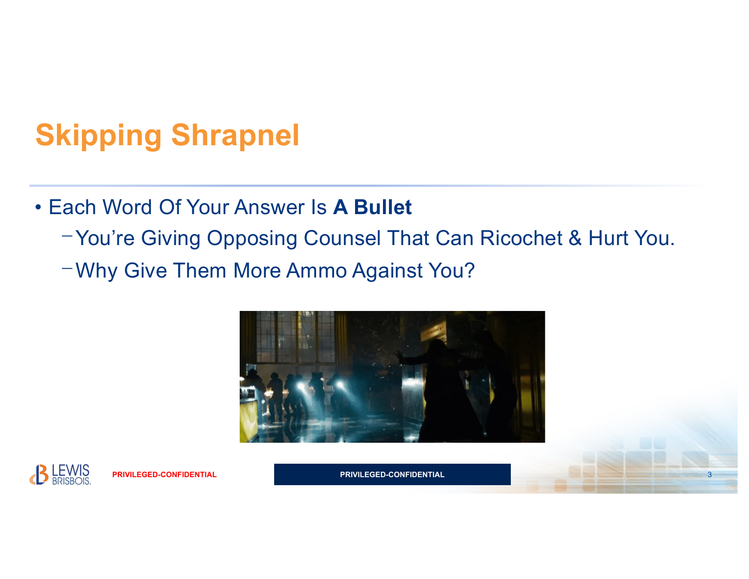# Skipping Shrapnel

- Each Word Of Your Answer Is **A Bullet**
  - You're Giving Opposing Counsel That Can Ricochet & Hurt You.
  - Why Give Them More Ammo Against You?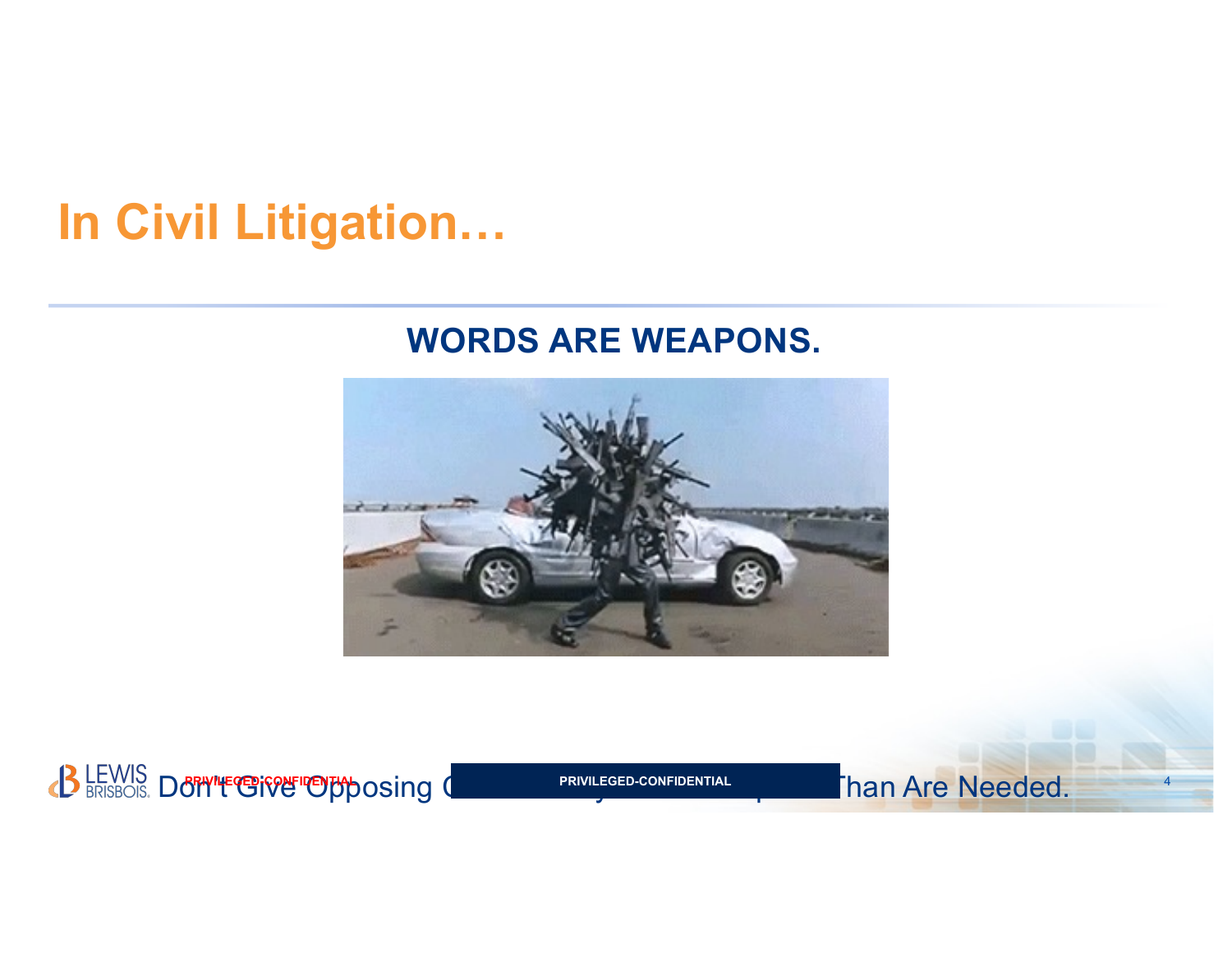# In Civil Litigation…

**WORDS ARE WEAPONS.**

Don't Give Opposing C… Than Are Needed.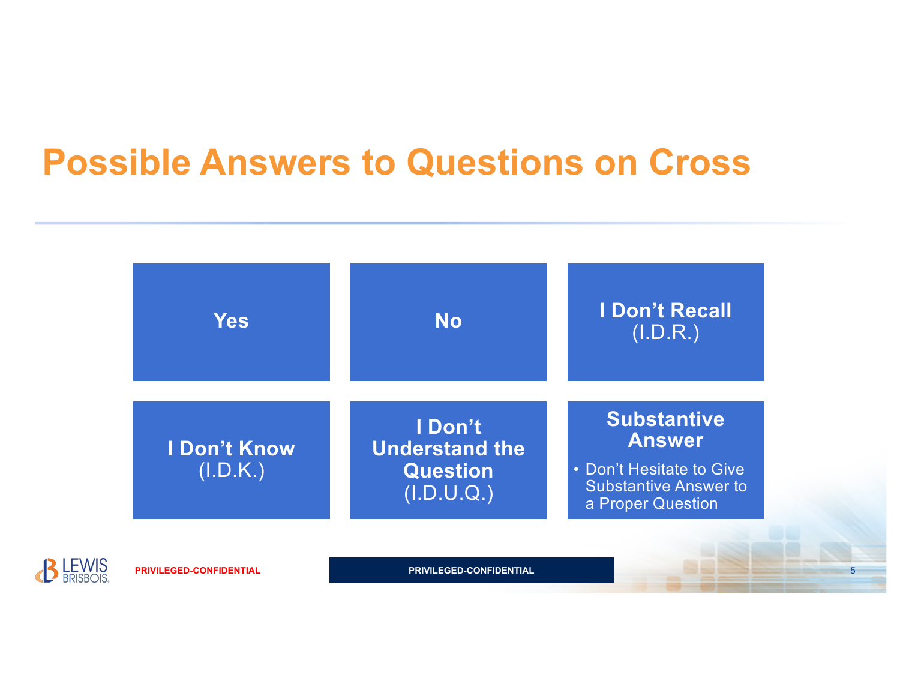# Possible Answers to Questions on Cross

- **Yes**
- **No**
- **I Don't Recall** (I.D.R.)
- **I Don't Know** (I.D.K.)
- **I Don't Understand the Question** (I.D.U.Q.)
- **Substantive Answer**
  - Don't Hesitate to Give Substantive Answer to a Proper Question

PRIVILEGED-CONFIDENTIAL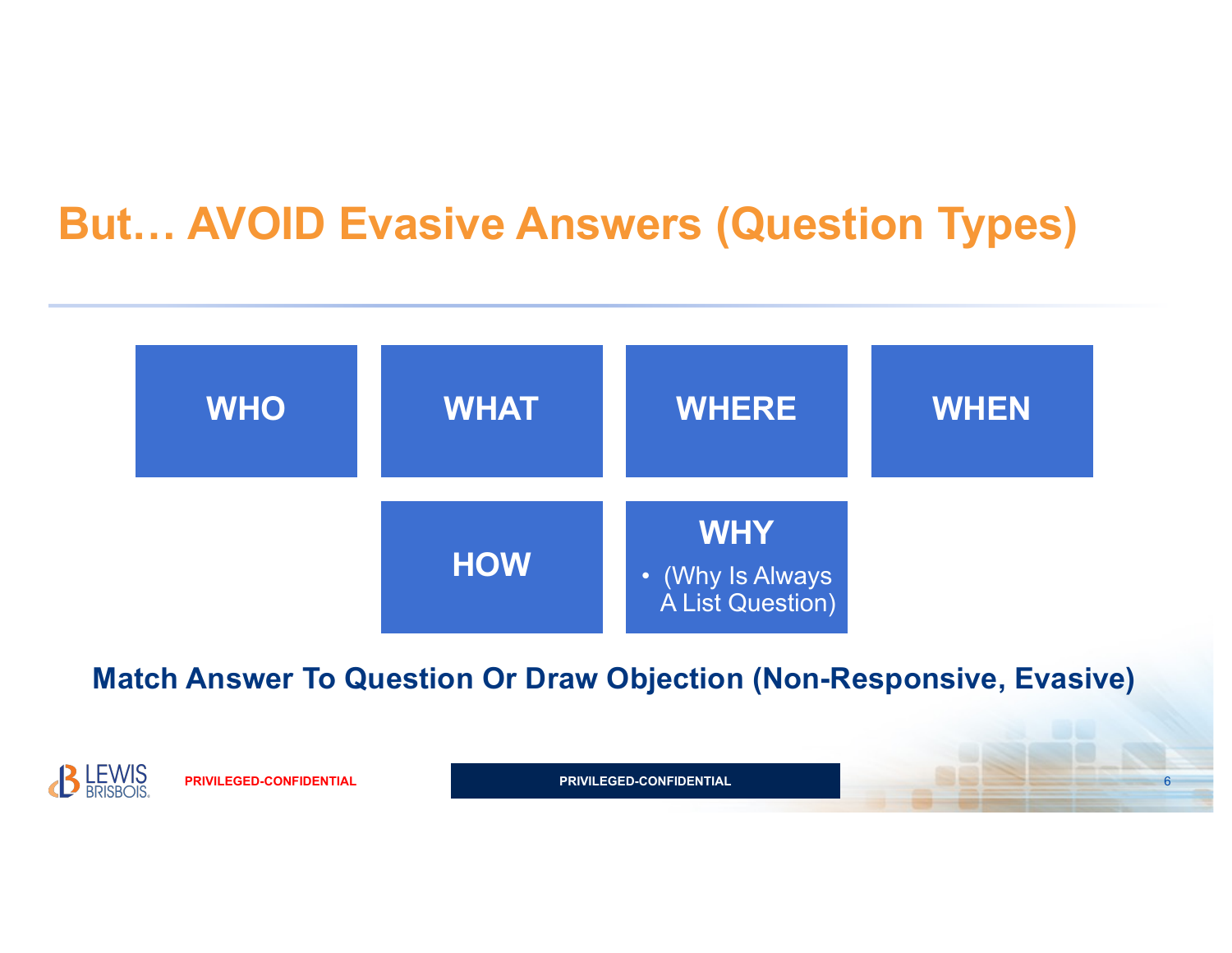# But… AVOID Evasive Answers (Question Types)

- **WHO**
- **WHAT**
- **WHERE**
- **WHEN**
- **HOW**
- **WHY**
  - (Why Is Always A List Question)

**Match Answer To Question Or Draw Objection (Non-Responsive, Evasive)**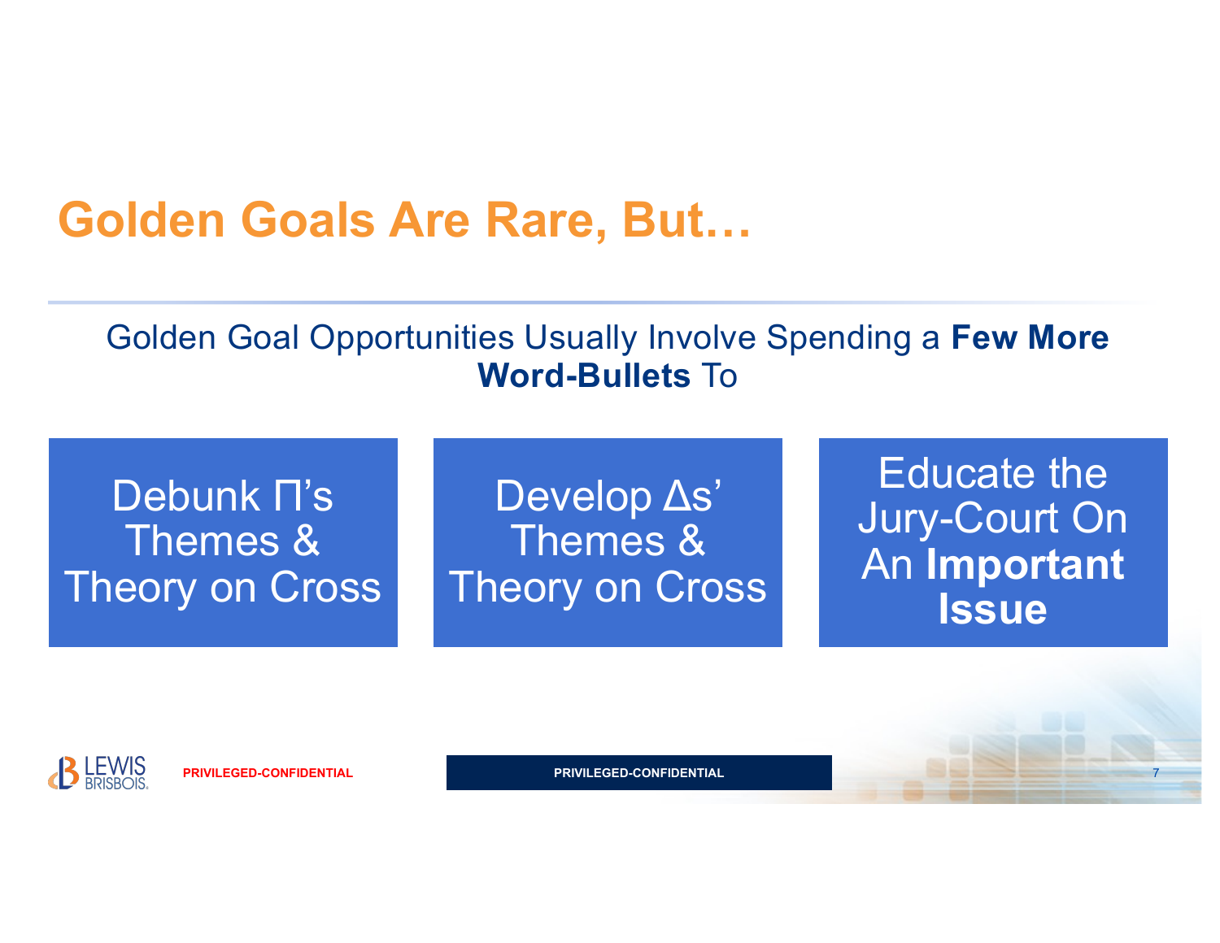# Golden Goals Are Rare, But…

Golden Goal Opportunities Usually Involve Spending a **Few More Word-Bullets** To

- Debunk Π's Themes & Theory on Cross
- Develop Δs' Themes & Theory on Cross
- Educate the Jury-Court On An **Important Issue**

PRIVILEGED-CONFIDENTIAL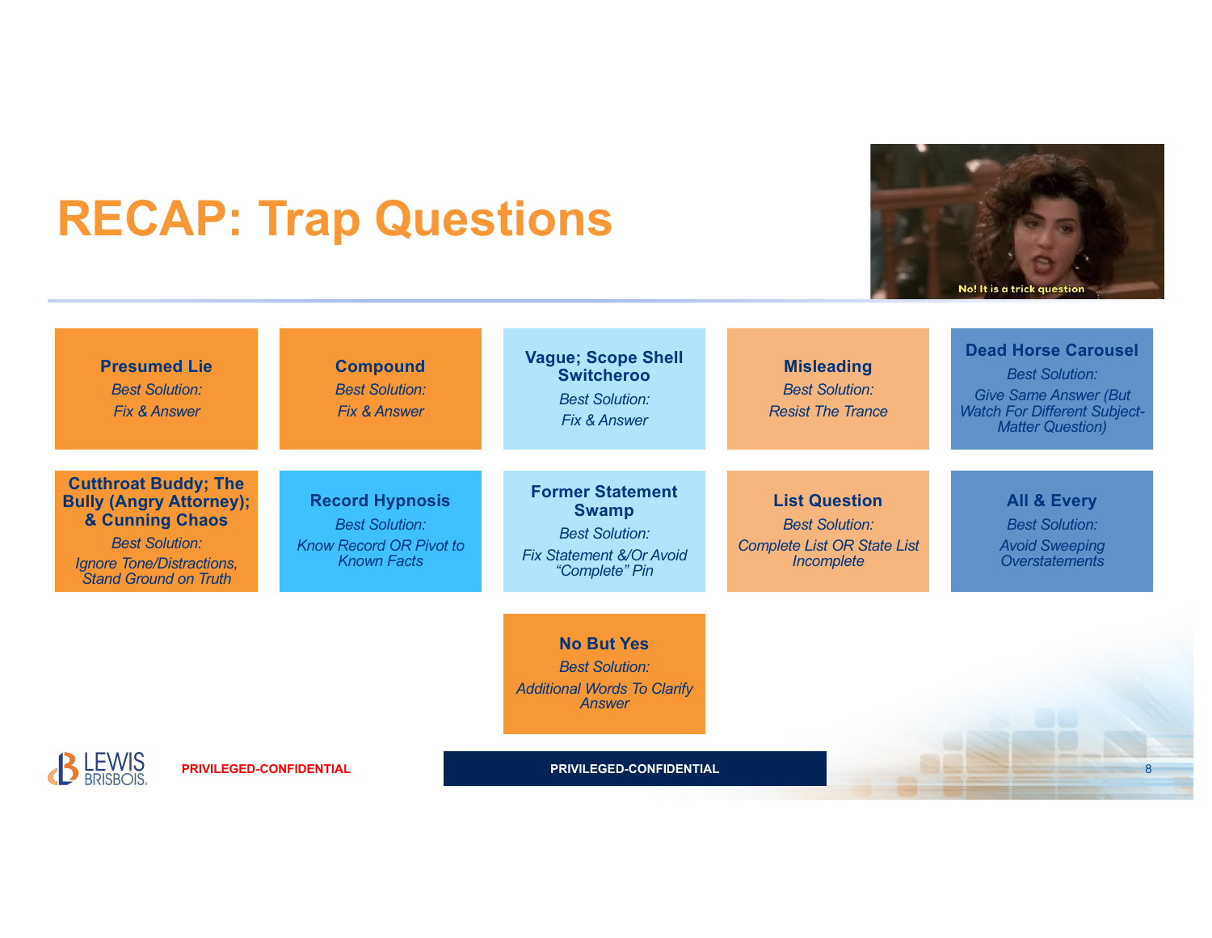# RECAP: Trap Questions

**Presumed Lie**
*Best Solution:*
*Fix & Answer*

**Compound**
*Best Solution:*
*Fix & Answer*

**Vague; Scope Shell Switcheroo**
*Best Solution:*
*Fix & Answer*

**Misleading**
*Best Solution:*
*Resist The Trance*

**Dead Horse Carousel**
*Best Solution:*
*Give Same Answer (But Watch For Different Subject-Matter Question)*

**Cutthroat Buddy; The Bully (Angry Attorney); & Cunning Chaos**
*Best Solution:*
*Ignore Tone/Distractions, Stand Ground on Truth*

**Record Hypnosis**
*Best Solution:*
*Know Record OR Pivot to Known Facts*

**Former Statement Swamp**
*Best Solution:*
*Fix Statement &/Or Avoid "Complete" Pin*

**List Question**
*Best Solution:*
*Complete List OR State List Incomplete*

**All & Every**
*Best Solution:*
*Avoid Sweeping Overstatements*

**No But Yes**
*Best Solution:*
*Additional Words To Clarify Answer*

PRIVILEGED-CONFIDENTIAL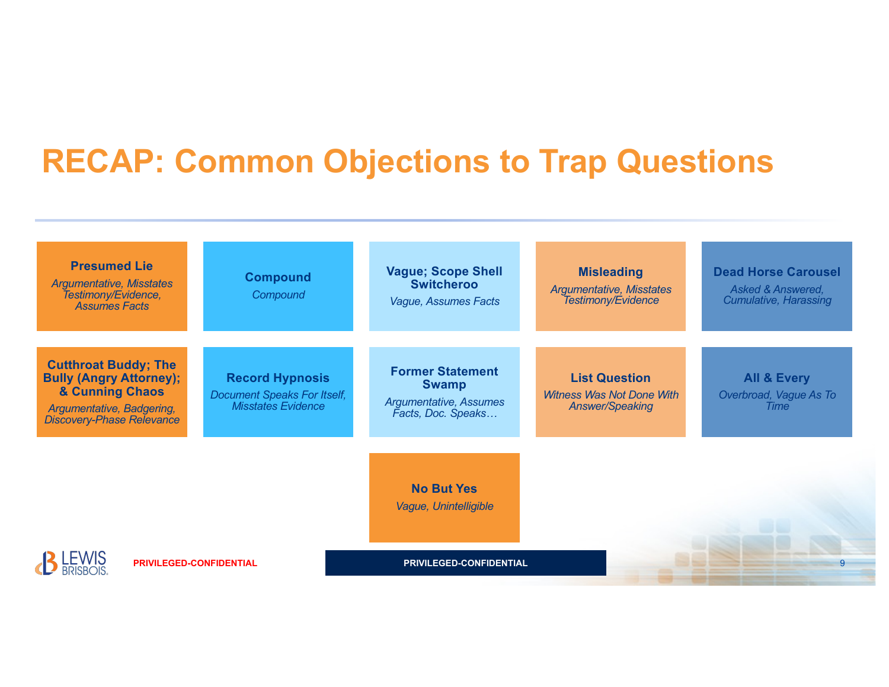# RECAP: Common Objections to Trap Questions

**Presumed Lie**
*Argumentative, Misstates Testimony/Evidence, Assumes Facts*

**Compound**
*Compound*

**Vague; Scope Shell Switcheroo**
*Vague, Assumes Facts*

**Misleading**
*Argumentative, Misstates Testimony/Evidence*

**Dead Horse Carousel**
*Asked & Answered, Cumulative, Harassing*

**Cutthroat Buddy; The Bully (Angry Attorney); & Cunning Chaos**
*Argumentative, Badgering, Discovery-Phase Relevance*

**Record Hypnosis**
*Document Speaks For Itself, Misstates Evidence*

**Former Statement Swamp**
*Argumentative, Assumes Facts, Doc. Speaks…*

**List Question**
*Witness Was Not Done With Answer/Speaking*

**All & Every**
*Overbroad, Vague As To Time*

**No But Yes**
*Vague, Unintelligible*

PRIVILEGED-CONFIDENTIAL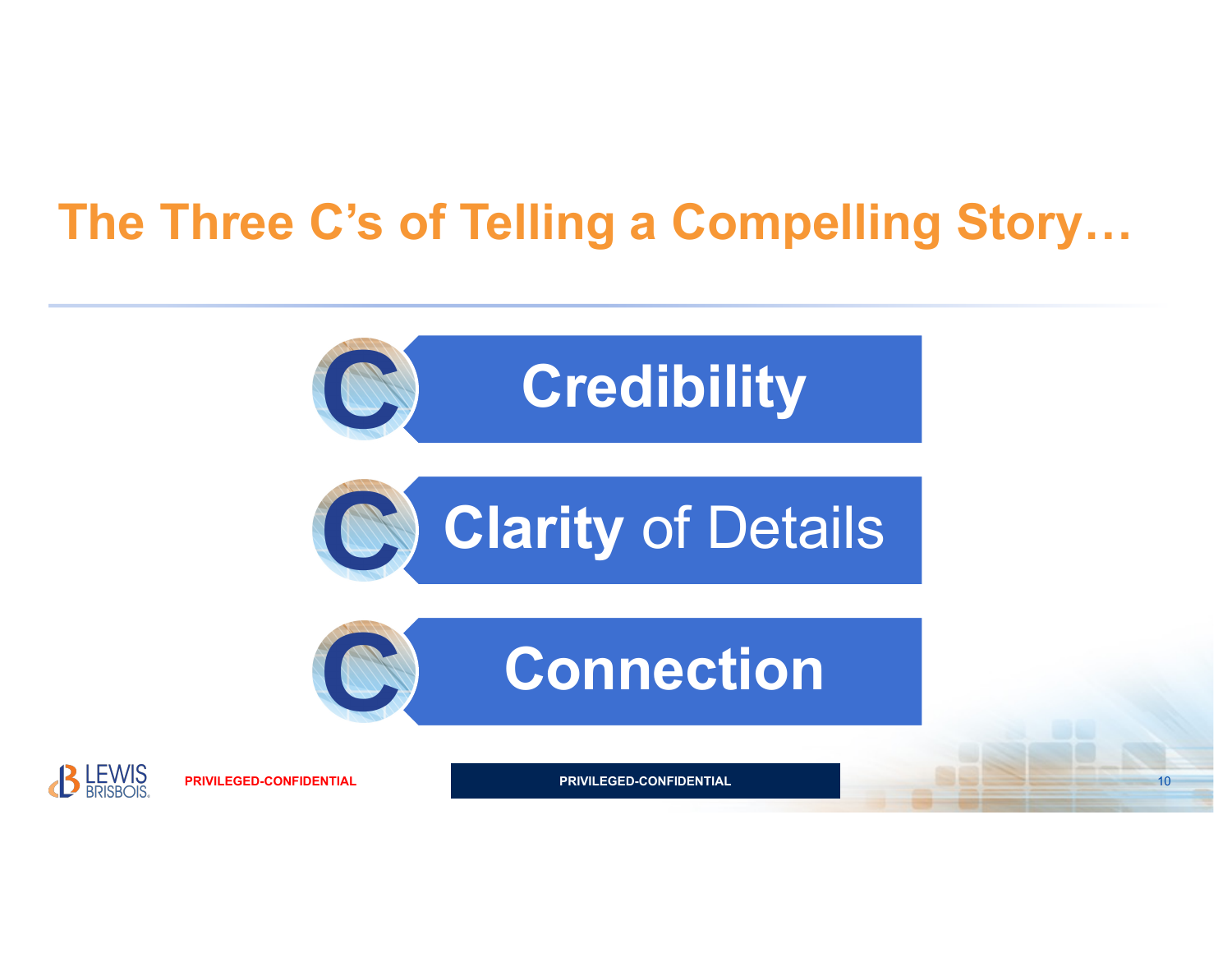# The Three C's of Telling a Compelling Story…

- **Credibility**
- **Clarity** of Details
- **Connection**

PRIVILEGED-CONFIDENTIAL